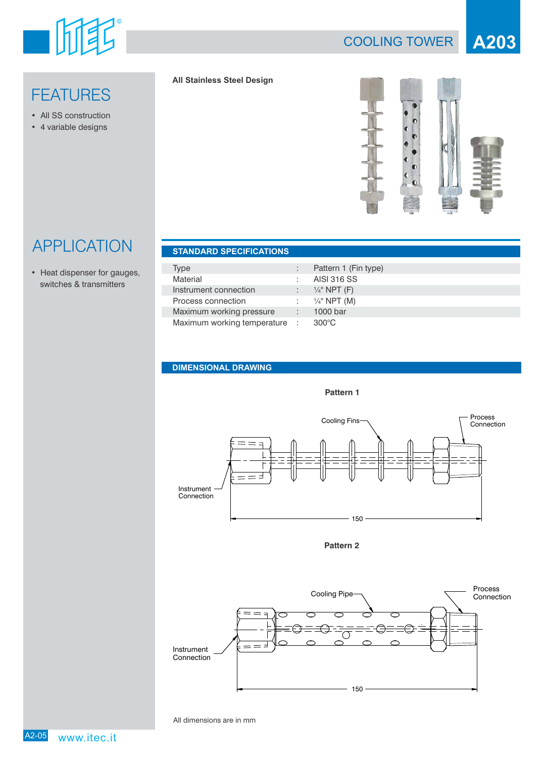# COOLING TOWER A203

## FEATURES

- All SS construction
- 4 variable designs

**All Stainless Steel Design**

## APPLICATION

- Heat dispenser for gauges, switches & transmitters

## STANDARD SPECIFICATIONS

| | | |
|---|---|---|
| Type | : | Pattern 1 (Fin type) |
| Material | : | AISI 316 SS |
| Instrument connection | : | ¼" NPT (F) |
| Process connection | : | ¼" NPT (M) |
| Maximum working pressure | : | 1000 bar |
| Maximum working temperature | : | 300°C |

## DIMENSIONAL DRAWING

**Pattern 1**

Cooling Fins
Process Connection
Instrument Connection
150

**Pattern 2**

Cooling Pipe
Process Connection
Instrument Connection
150

All dimensions are in mm

www.itec.it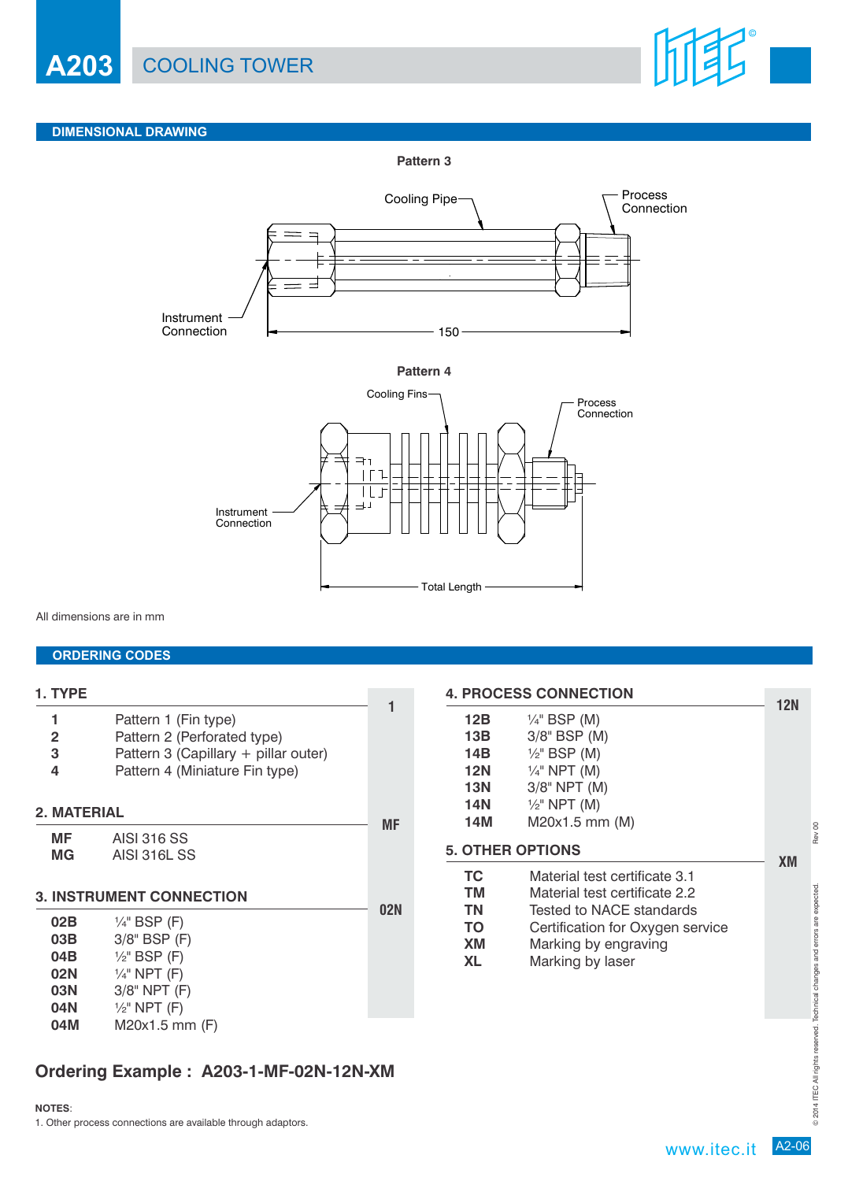# A203 COOLING TOWER

## DIMENSIONAL DRAWING

Pattern 3

Cooling Pipe
Process Connection
Instrument Connection
150

Pattern 4

Cooling Fins
Process Connection
Instrument Connection
Total Length

All dimensions are in mm

## ORDERING CODES

### 1. TYPE

**1**

| | |
|---|---|
| **1** | Pattern 1 (Fin type) |
| **2** | Pattern 2 (Perforated type) |
| **3** | Pattern 3 (Capillary + pillar outer) |
| **4** | Pattern 4 (Miniature Fin type) |

### 2. MATERIAL

**MF**

| | |
|---|---|
| **MF** | AISI 316 SS |
| **MG** | AISI 316L SS |

### 3. INSTRUMENT CONNECTION

**02N**

| | |
|---|---|
| **02B** | ¼" BSP (F) |
| **03B** | 3/8" BSP (F) |
| **04B** | ½" BSP (F) |
| **02N** | ¼" NPT (F) |
| **03N** | 3/8" NPT (F) |
| **04N** | ½" NPT (F) |
| **04M** | M20x1.5 mm (F) |

### 4. PROCESS CONNECTION

**12N**

| | |
|---|---|
| **12B** | ¼" BSP (M) |
| **13B** | 3/8" BSP (M) |
| **14B** | ½" BSP (M) |
| **12N** | ¼" NPT (M) |
| **13N** | 3/8" NPT (M) |
| **14N** | ½" NPT (M) |
| **14M** | M20x1.5 mm (M) |

### 5. OTHER OPTIONS

**XM**

| | |
|---|---|
| **TC** | Material test certificate 3.1 |
| **TM** | Material test certificate 2.2 |
| **TN** | Tested to NACE standards |
| **TO** | Certification for Oxygen service |
| **XM** | Marking by engraving |
| **XL** | Marking by laser |

## Ordering Example : A203-1-MF-02N-12N-XM

**NOTES**:

1. Other process connections are available through adaptors.